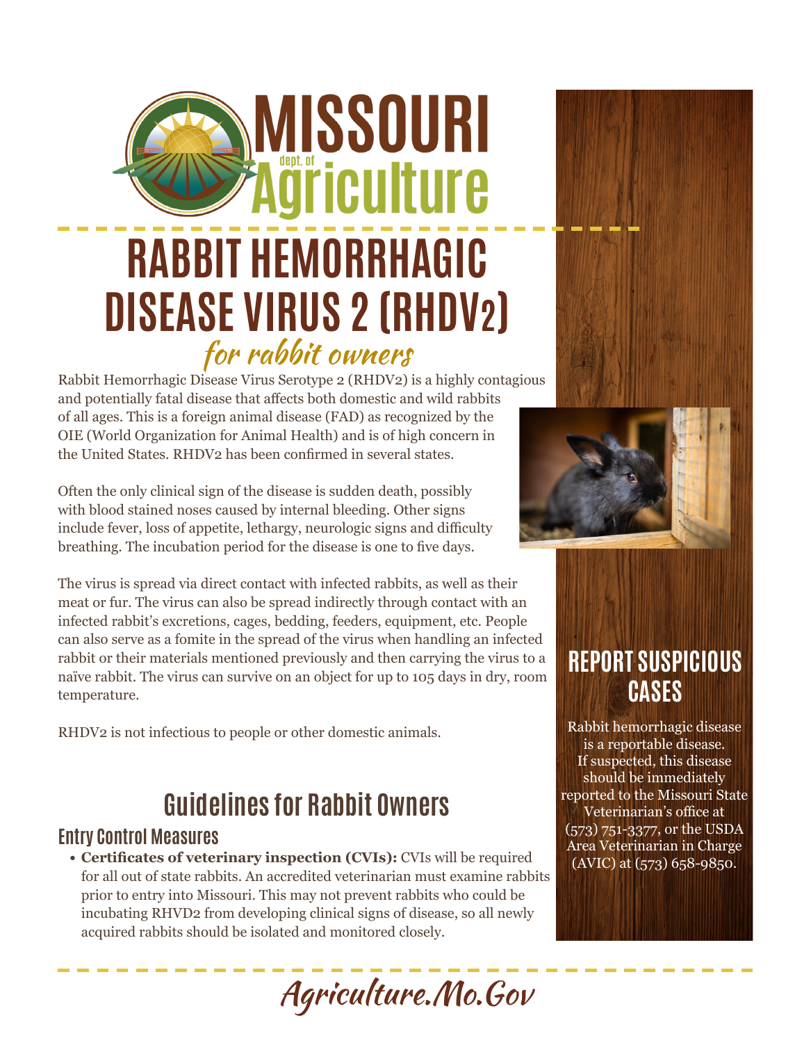# RABBIT HEMORRHAGIC DISEASE VIRUS 2 (RHDV2)

*for rabbit owners*

Rabbit Hemorrhagic Disease Virus Serotype 2 (RHDV2) is a highly contagious and potentially fatal disease that affects both domestic and wild rabbits of all ages. This is a foreign animal disease (FAD) as recognized by the OIE (World Organization for Animal Health) and is of high concern in the United States. RHDV2 has been confirmed in several states.

Often the only clinical sign of the disease is sudden death, possibly with blood stained noses caused by internal bleeding. Other signs include fever, loss of appetite, lethargy, neurologic signs and difficulty breathing. The incubation period for the disease is one to five days.

The virus is spread via direct contact with infected rabbits, as well as their meat or fur. The virus can also be spread indirectly through contact with an infected rabbit's excretions, cages, bedding, feeders, equipment, etc. People can also serve as a fomite in the spread of the virus when handling an infected rabbit or their materials mentioned previously and then carrying the virus to a naïve rabbit. The virus can survive on an object for up to 105 days in dry, room temperature.

RHDV2 is not infectious to people or other domestic animals.

## REPORT SUSPICIOUS CASES

Rabbit hemorrhagic disease is a reportable disease. If suspected, this disease should be immediately reported to the Missouri State Veterinarian's office at (573) 751-3377, or the USDA Area Veterinarian in Charge (AVIC) at (573) 658-9850.

## Guidelines for Rabbit Owners

### Entry Control Measures

- **Certificates of veterinary inspection (CVIs):** CVIs will be required for all out of state rabbits. An accredited veterinarian must examine rabbits prior to entry into Missouri. This may not prevent rabbits who could be incubating RHVD2 from developing clinical signs of disease, so all newly acquired rabbits should be isolated and monitored closely.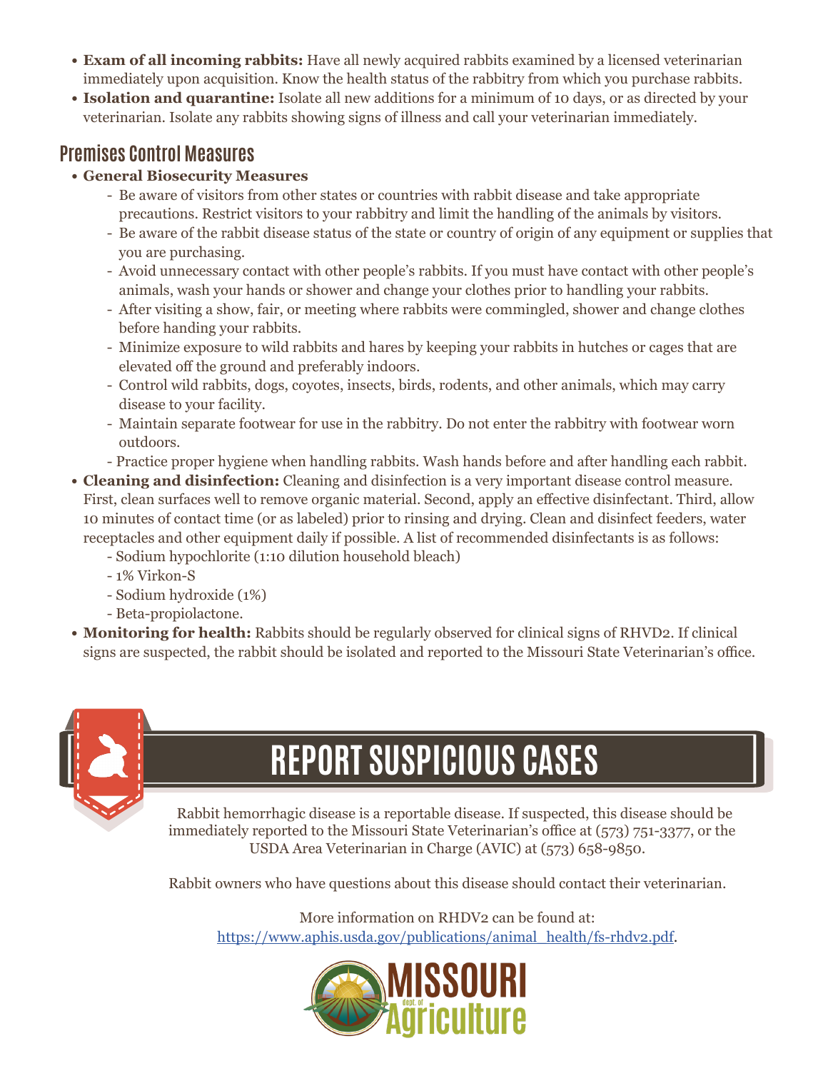- **Exam of all incoming rabbits:** Have all newly acquired rabbits examined by a licensed veterinarian immediately upon acquisition. Know the health status of the rabbitry from which you purchase rabbits.
- **Isolation and quarantine:** Isolate all new additions for a minimum of 10 days, or as directed by your veterinarian. Isolate any rabbits showing signs of illness and call your veterinarian immediately.

## Premises Control Measures

- **General Biosecurity Measures**
  - Be aware of visitors from other states or countries with rabbit disease and take appropriate precautions. Restrict visitors to your rabbitry and limit the handling of the animals by visitors.
  - Be aware of the rabbit disease status of the state or country of origin of any equipment or supplies that you are purchasing.
  - Avoid unnecessary contact with other people's rabbits. If you must have contact with other people's animals, wash your hands or shower and change your clothes prior to handling your rabbits.
  - After visiting a show, fair, or meeting where rabbits were commingled, shower and change clothes before handing your rabbits.
  - Minimize exposure to wild rabbits and hares by keeping your rabbits in hutches or cages that are elevated off the ground and preferably indoors.
  - Control wild rabbits, dogs, coyotes, insects, birds, rodents, and other animals, which may carry disease to your facility.
  - Maintain separate footwear for use in the rabbitry. Do not enter the rabbitry with footwear worn outdoors.
  - Practice proper hygiene when handling rabbits. Wash hands before and after handling each rabbit.
- **Cleaning and disinfection:** Cleaning and disinfection is a very important disease control measure. First, clean surfaces well to remove organic material. Second, apply an effective disinfectant. Third, allow 10 minutes of contact time (or as labeled) prior to rinsing and drying. Clean and disinfect feeders, water receptacles and other equipment daily if possible. A list of recommended disinfectants is as follows:
  - Sodium hypochlorite (1:10 dilution household bleach)
  - 1% Virkon-S
  - Sodium hydroxide (1%)
  - Beta-propiolactone.
- **Monitoring for health:** Rabbits should be regularly observed for clinical signs of RHVD2. If clinical signs are suspected, the rabbit should be isolated and reported to the Missouri State Veterinarian's office.

# REPORT SUSPICIOUS CASES

Rabbit hemorrhagic disease is a reportable disease. If suspected, this disease should be immediately reported to the Missouri State Veterinarian's office at (573) 751-3377, or the USDA Area Veterinarian in Charge (AVIC) at (573) 658-9850.

Rabbit owners who have questions about this disease should contact their veterinarian.

More information on RHDV2 can be found at:
https://www.aphis.usda.gov/publications/animal_health/fs-rhdv2.pdf.

MISSOURI dept. of Agriculture